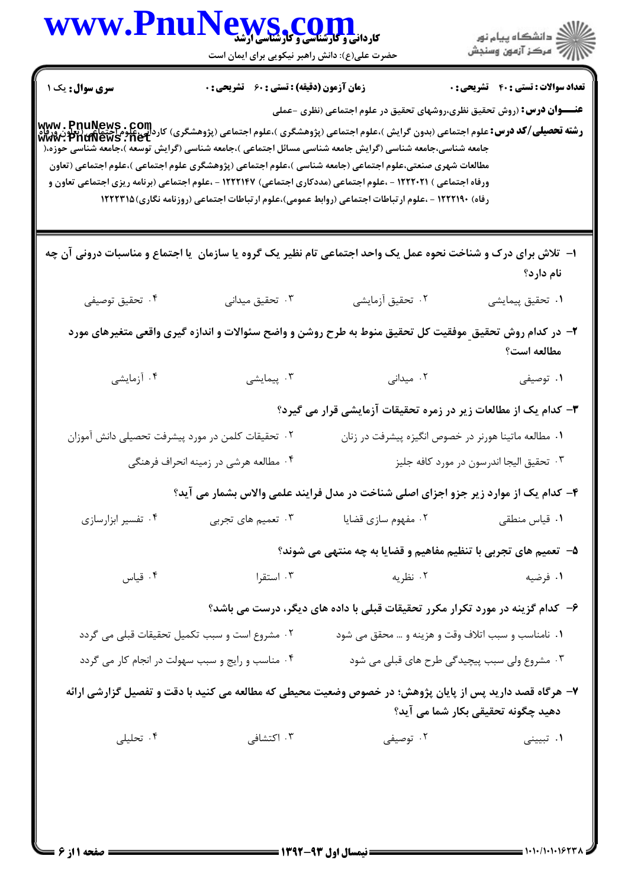کاردانی و کارشناسی و کارشناسی ارشد

حضرت علی(ع): دانش راهبر نیکویی برای ایمان است

دانشگاه پیام نور
مرکز آزمون وسنجش

**سری سوال:** یک ۱ | **زمان آزمون (دقیقه) : تستی : ۶۰ تشریحی : ۰** | **تعداد سوالات : تستی : ۴۰ تشریحی : ۰**

**عنـــوان درس:** (روش تحقیق نظری،روشهای تحقیق در علوم اجتماعی (نظری -عملی

**رشته تحصیلی/کد درس:** علوم اجتماعی (بدون گرایش )،علوم اجتماعی (پژوهشگری )،علوم اجتماعی (پژوهشگری) کاردانی،علوم اجتماعی (تعاون ورفاه)، جامعه شناسی،جامعه شناسی (گرایش جامعه شناسی مسائل اجتماعی )،جامعه شناسی (گرایش توسعه )،جامعه شناسی حوزه،( مطالعات شهری صنعتی،علوم اجتماعی (جامعه شناسی )،علوم اجتماعی (پژوهشگری علوم اجتماعی )،علوم اجتماعی (تعاون ورفاه اجتماعی ) ۱۲۲۲۰۲۱ - ،علوم اجتماعی (مددکاری اجتماعی) ۱۲۲۲۱۴۷ - ،علوم اجتماعی (برنامه ریزی اجتماعی تعاون و رفاه) ۱۲۲۲۱۹۰ - ،علوم ارتباطات اجتماعی (روابط عمومی)،علوم ارتباطات اجتماعی (روزنامه نگاری)۱۲۲۲۳۱۵

۱- تلاش برای درک و شناخت نحوه عمل یک واحد اجتماعی تام نظیر یک گروه یا سازمان یا اجتماع و مناسبات درونی آن چه نام دارد؟

۱. تحقیق پیمایشی
۲. تحقیق آزمایشی
۳. تحقیق میدانی
۴. تحقیق توصیفی

۲- در کدام روش تحقیق موفقیت کل تحقیق منوط به طرح روشن و واضح سئوالات و اندازه گیری واقعی متغیرهای مورد مطالعه است؟

۱. توصیفی
۲. میدانی
۳. پیمایشی
۴. آزمایشی

۳- کدام یک از مطالعات زیر در زمره تحقیقات آزمایشی قرار می گیرد؟

۱. مطالعه ماتینا هورنر در خصوص انگیزه پیشرفت در زنان
۲. تحقیقات کلمن در مورد پیشرفت تحصیلی دانش آموزان
۳. تحقیق الیجا اندرسون در مورد کافه جلیز
۴. مطالعه هرشی در زمینه انحراف فرهنگی

۴- کدام یک از موارد زیر جزو اجزای اصلی شناخت در مدل فرایند علمی والاس بشمار می آید؟

۱. قیاس منطقی
۲. مفهوم سازی قضایا
۳. تعمیم های تجربی
۴. تفسیر ابزارسازی

۵- تعمیم های تجربی با تنظیم مفاهیم و قضایا به چه منتهی می شوند؟

۱. فرضیه
۲. نظریه
۳. استقرا
۴. قیاس

۶- کدام گزینه در مورد تکرار مکرر تحقیقات قبلی با داده های دیگر، درست می باشد؟

۱. نامناسب و سبب اتلاف وقت و هزینه و ... محقق می شود
۲. مشروع است و سبب تکمیل تحقیقات قبلی می گردد
۳. مشروع ولی سبب پیچیدگی طرح های قبلی می شود
۴. مناسب و رایج و سبب سهولت در انجام کار می گردد

۷- هرگاه قصد دارید پس از پایان پژوهش؛ در خصوص وضعیت محیطی که مطالعه می کنید با دقت و تفصیل گزارشی ارائه دهید چگونه تحقیقی بکار شما می آید؟

۱. تبیینی
۲. توصیفی
۳. اکتشافی
۴. تحلیلی

نیمسال اول ۹۳-۱۳۹۲

۱۰۱۰/۱۰۱۰۱۶۲۳۸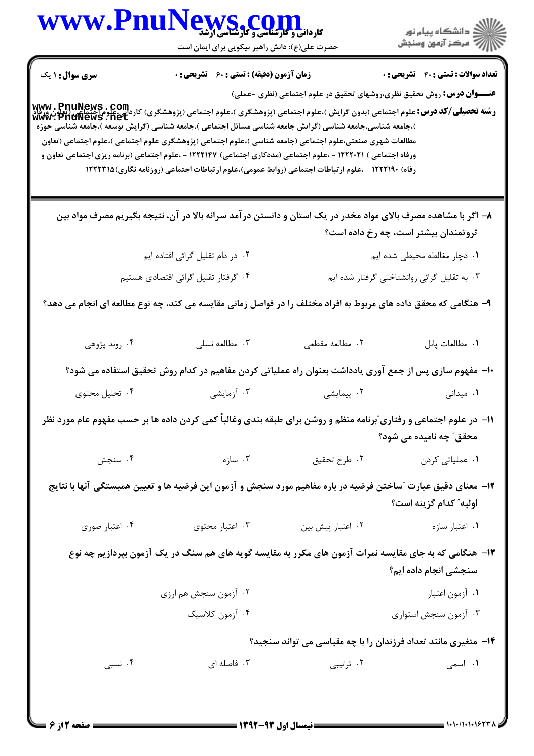**سری سؤال:** ۱ یک | **زمان آزمون (دقیقه) : تستی :** ۶۰ **تشریحی :** ۰ | **تعداد سوالات : تستی :** ۴۰ **تشریحی :** ۰

**عنـــوان درس:** روش تحقیق نظری،روشهای تحقیق در علوم اجتماعی (نظری -عملی)

**رشته تحصیلی/کد درس:** علوم اجتماعی (بدون گرایش )،علوم اجتماعی (پژوهشگری )،علوم اجتماعی (پژوهشگری) کاردانی،علوم اجتماعی (تعاون ورفاه )،جامعه شناسی،جامعه شناسی (گرایش جامعه شناسی مسائل اجتماعی )،جامعه شناسی (گرایش توسعه )،جامعه شناسی حوزه مطالعات شهری صنعتی،علوم اجتماعی (جامعه شناسی )،علوم اجتماعی (پژوهشگری علوم اجتماعی )،علوم اجتماعی (تعاون ورفاه اجتماعی ) ۱۲۲۲۰۲۱ - ،علوم اجتماعی (مددکاری اجتماعی) ۱۲۲۲۱۴۷ - ،علوم اجتماعی (برنامه ریزی اجتماعی تعاون و رفاه) ۱۲۲۲۱۹۰ - ،علوم ارتباطات اجتماعی (روابط عمومی)،علوم ارتباطات اجتماعی (روزنامه نگاری)۱۲۲۲۳۱۵

۸- اگر با مشاهده مصرف بالای مواد مخدر در یک استان و دانستن درآمد سرانه بالا در آن، نتیجه بگیریم مصرف مواد بین ثروتمندان بیشتر است، چه رخ داده است؟

۱. دچار مغالطه محیطی شده ایم
۲. در دام تقلیل گرائی افتاده ایم
۳. به تقلیل گرائی روانشناختی گرفتار شده ایم
۴. گرفتار تقلیل گرائی اقتصادی هستیم

۹- هنگامی که محقق داده های مربوط به افراد مختلف را در فواصل زمانی مقایسه می کند، چه نوع مطالعه ای انجام می دهد؟

۱. مطالعات پانل
۲. مطالعه مقطعی
۳. مطالعه نسلی
۴. روند پژوهی

۱۰- مفهوم سازی پس از جمع آوری یادداشت بعنوان راه عملیاتی کردن مفاهیم در کدام روش تحقیق استفاده می شود؟

۱. میدانی
۲. پیمایشی
۳. آزمایشی
۴. تحلیل محتوی

۱۱- در علوم اجتماعی و رفتاری "برنامه منظم و روشن برای طبقه بندی وغالباً کمی کردن داده ها بر حسب مفهوم عام مورد نظر محقق" چه نامیده می شود؟

۱. عملیاتی کردن
۲. طرح تحقیق
۳. سازه
۴. سنجش

۱۲- معنای دقیق عبارت "ساختن فرضیه در باره مفاهیم مورد سنجش و آزمون این فرضیه ها و تعیین همبستگی آنها با نتایج اولیه" کدام گزینه است؟

۱. اعتبار سازه
۲. اعتبار پیش بین
۳. اعتبار محتوی
۴. اعتبار صوری

۱۳- هنگامی که به جای مقایسه نمرات آزمون های مکرر به مقایسه گویه های هم سنگ در یک آزمون بپردازیم چه نوع سنجشی انجام داده ایم؟

۱. آزمون اعتبار
۲. آزمون سنجش هم ارزی
۳. آزمون سنجش استواری
۴. آزمون کلاسیک

۱۴- متغیری مانند تعداد فرزندان را با چه مقیاسی می تواند سنجید؟

۱. اسمی
۲. ترتیبی
۳. فاصله ای
۴. نسبی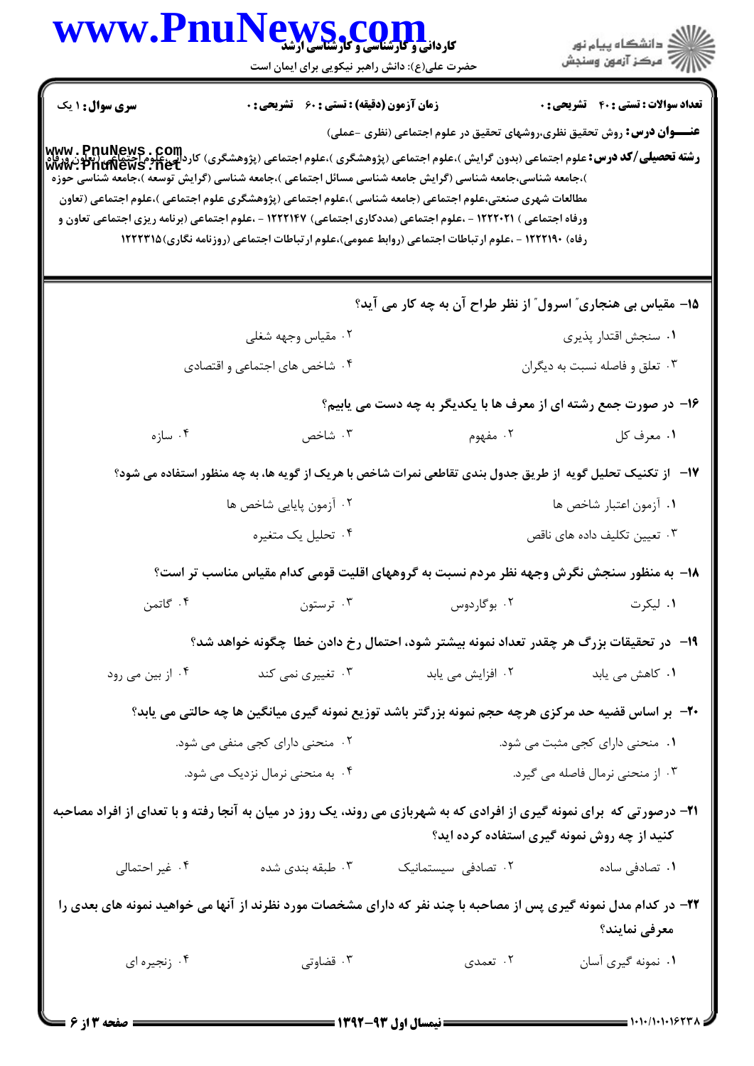**سری سوال:** ۱ یک | **زمان آزمون (دقیقه) : تستی :** ۶۰ **تشریحی :** ۰ | **تعداد سوالات : تستی :** ۴۰ **تشریحی :** ۰

**عنـــوان درس:** روش تحقیق نظری،روشهای تحقیق در علوم اجتماعی (نظری -عملی)

**رشته تحصیلی/کد درس:** علوم اجتماعی (بدون گرایش )،علوم اجتماعی (پژوهشگری )،علوم اجتماعی (پژوهشگری) کاردانی ،علوم اجتماعی (تعاون ورفاه )،جامعه شناسی،جامعه شناسی (گرایش جامعه شناسی مسائل اجتماعی )،جامعه شناسی (گرایش توسعه )،جامعه شناسی حوزه مطالعات شهری صنعتی،علوم اجتماعی (جامعه شناسی )،علوم اجتماعی (پژوهشگری علوم اجتماعی )،علوم اجتماعی (تعاون ورفاه اجتماعی ) ۱۲۲۲۰۲۱ - ،علوم اجتماعی (مددکاری اجتماعی) ۱۲۲۲۱۴۷ - ،علوم اجتماعی (برنامه ریزی اجتماعی تعاون و رفاه) ۱۲۲۲۱۹۰ - ،علوم ارتباطات اجتماعی (روابط عمومی)،علوم ارتباطات اجتماعی (روزنامه نگاری)۱۲۲۲۳۱۵

۱۵- مقیاس بی هنجاری" اسرول" از نظر طراح آن به چه کار می آید؟

۱. سنجش اقتدار پذیری
۲. مقیاس وجهه شغلی
۳. تعلق و فاصله نسبت به دیگران
۴. شاخص های اجتماعی و اقتصادی

۱۶- در صورت جمع رشته ای از معرف ها با یکدیگر به چه دست می یابیم؟

۱. معرف کل
۲. مفهوم
۳. شاخص
۴. سازه

۱۷- از تکنیک تحلیل گویه از طریق جدول بندی تقاطعی نمرات شاخص با هریک از گویه ها، به چه منظور استفاده می شود؟

۱. آزمون اعتبار شاخص ها
۲. آزمون پایایی شاخص ها
۳. تعیین تکلیف داده های ناقص
۴. تحلیل یک متغیره

۱۸- به منظور سنجش نگرش وجهه نظر مردم نسبت به گروههای اقلیت قومی کدام مقیاس مناسب تر است؟

۱. لیکرت
۲. بوگاردوس
۳. ترستون
۴. گاتمن

۱۹- در تحقیقات بزرگ هر چقدر تعداد نمونه بیشتر شود، احتمال رخ دادن خطا چگونه خواهد شد؟

۱. کاهش می یابد
۲. افزایش می یابد
۳. تغییری نمی کند
۴. از بین می رود

۲۰- بر اساس قضیه حد مرکزی هرچه حجم نمونه بزرگتر باشد توزیع نمونه گیری میانگین ها چه حالتی می یابد؟

۱. منحنی دارای کجی مثبت می شود.
۲. منحنی دارای کجی منفی می شود.
۳. از منحنی نرمال فاصله می گیرد.
۴. به منحنی نرمال نزدیک می شود.

۲۱- درصورتی که برای نمونه گیری از افرادی که به شهربازی می روند، یک روز در میان به آنجا رفته و با تعدای از افراد مصاحبه کنید از چه روش نمونه گیری استفاده کرده اید؟

۱. تصادفی ساده
۲. تصادفی سیستماتیک
۳. طبقه بندی شده
۴. غیر احتمالی

۲۲- در کدام مدل نمونه گیری پس از مصاحبه با چند نفر که دارای مشخصات مورد نظرند از آنها می خواهید نمونه های بعدی را معرفی نمایند؟

۱. نمونه گیری آسان
۲. تعمدی
۳. قضاوتی
۴. زنجیره ای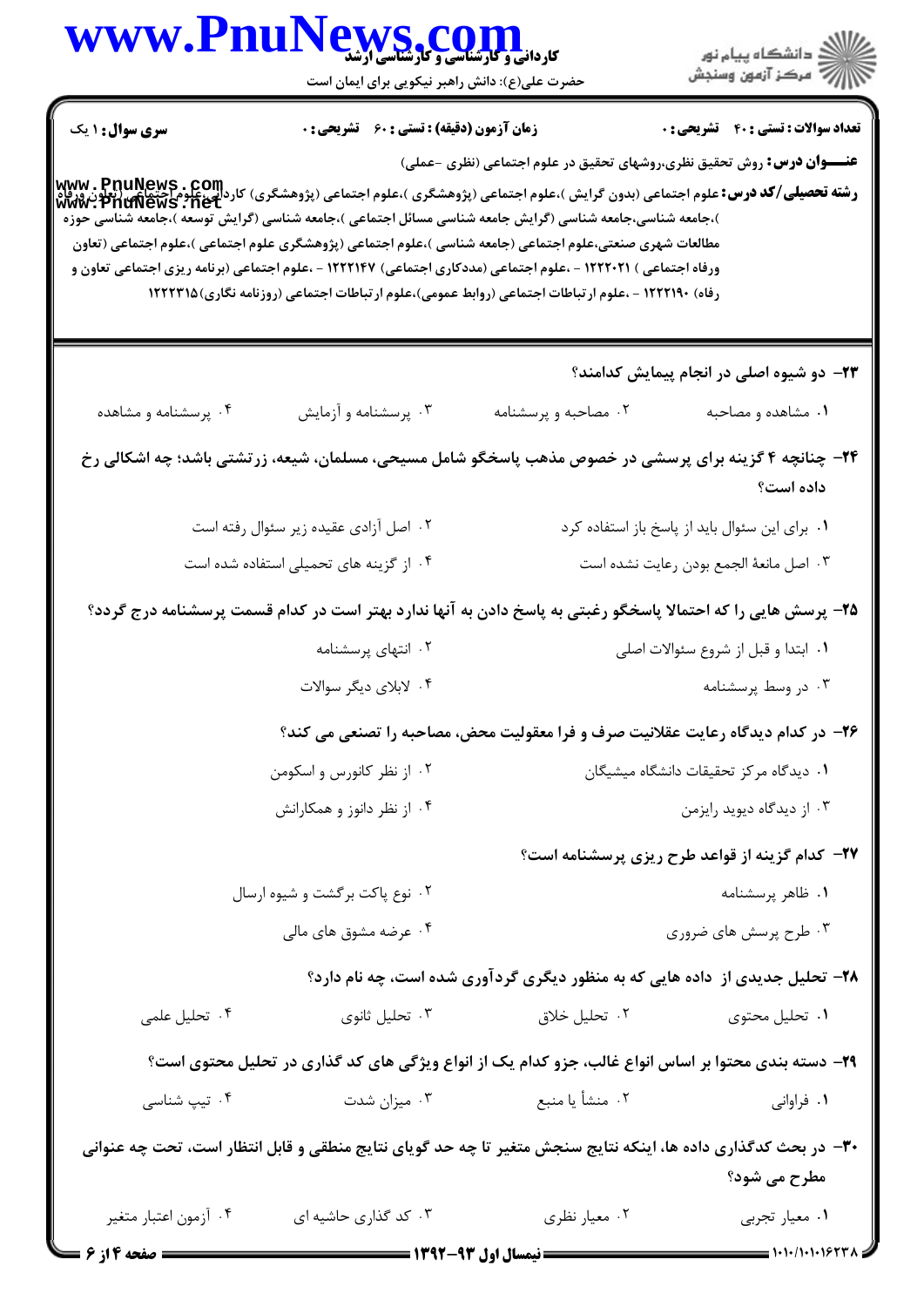**سری سوال:** ۱ یک | **زمان آزمون (دقیقه) : تستی :** ۶۰ **تشریحی :** ۰ | **تعداد سوالات : تستی :** ۴۰ **تشریحی :** ۰

**عنـــوان درس:** روش تحقیق نظری،روشهای تحقیق در علوم اجتماعی (نظری -عملی)

**رشته تحصیلی/کد درس:** علوم اجتماعی (بدون گرایش )،علوم اجتماعی (پژوهشگری )،علوم اجتماعی (پژوهشگری) کاردانی،علوم اجتماعی (تعاون ورفاه )،جامعه شناسی،جامعه شناسی (گرایش جامعه شناسی مسائل اجتماعی )،جامعه شناسی (گرایش توسعه )،جامعه شناسی حوزه مطالعات شهری صنعتی،علوم اجتماعی (جامعه شناسی )،علوم اجتماعی (پژوهشگری علوم اجتماعی )،علوم اجتماعی (تعاون ورفاه اجتماعی ) ۱۲۲۲۰۲۱ - ،علوم اجتماعی (مددکاری اجتماعی) ۱۲۲۲۱۴۷ - ،علوم اجتماعی (برنامه ریزی اجتماعی تعاون و رفاه) ۱۲۲۲۱۹۰ - ،علوم ارتباطات اجتماعی (روابط عمومی)،علوم ارتباطات اجتماعی (روزنامه نگاری)۱۲۲۲۳۱۵

۲۳- دو شیوه اصلی در انجام پیمایش کدامند؟

۱. مشاهده و مصاحبه
۲. مصاحبه و پرسشنامه
۳. پرسشنامه و آزمایش
۴. پرسشنامه و مشاهده

۲۴- چنانچه ۴ گزینه برای پرسشی در خصوص مذهب پاسخگو شامل مسیحی، مسلمان، شیعه، زرتشتی باشد؛ چه اشکالی رخ داده است؟

۱. برای این سئوال باید از پاسخ باز استفاده کرد
۲. اصل آزادی عقیده زیر سئوال رفته است
۳. اصل مانعة الجمع بودن رعایت نشده است
۴. از گزینه های تحمیلی استفاده شده است

۲۵- پرسش هایی را که احتمالا پاسخگو رغبتی به پاسخ دادن به آنها ندارد بهتر است در کدام قسمت پرسشنامه درج گردد؟

۱. ابتدا و قبل از شروع سئوالات اصلی
۲. انتهای پرسشنامه
۳. در وسط پرسشنامه
۴. لابلای دیگر سوالات

۲۶- در کدام دیدگاه رعایت عقلانیت صرف و فرا معقولیت محض، مصاحبه را تصنعی می کند؟

۱. دیدگاه مرکز تحقیقات دانشگاه میشیگان
۲. از نظر کانورس و اسکومن
۳. از دیدگاه دیوید رایزمن
۴. از نظر دانوز و همکارانش

۲۷- کدام گزینه از قواعد طرح ریزی پرسشنامه است؟

۱. ظاهر پرسشنامه
۲. نوع پاکت برگشت و شیوه ارسال
۳. طرح پرسش های ضروری
۴. عرضه مشوق های مالی

۲۸- تحلیل جدیدی از داده هایی که به منظور دیگری گردآوری شده است، چه نام دارد؟

۱. تحلیل محتوی
۲. تحلیل خلاق
۳. تحلیل ثانوی
۴. تحلیل علمی

۲۹- دسته بندی محتوا بر اساس انواع غالب، جزو کدام یک از انواع ویژگی های کد گذاری در تحلیل محتوی است؟

۱. فراوانی
۲. منشأ یا منبع
۳. میزان شدت
۴. تیپ شناسی

۳۰- در بحث کدگذاری داده ها، اینکه نتایج سنجش متغیر تا چه حد گویای نتایج منطقی و قابل انتظار است، تحت چه عنوانی مطرح می شود؟

۱. معیار تجربی
۲. معیار نظری
۳. کد گذاری حاشیه ای
۴. آزمون اعتبار متغیر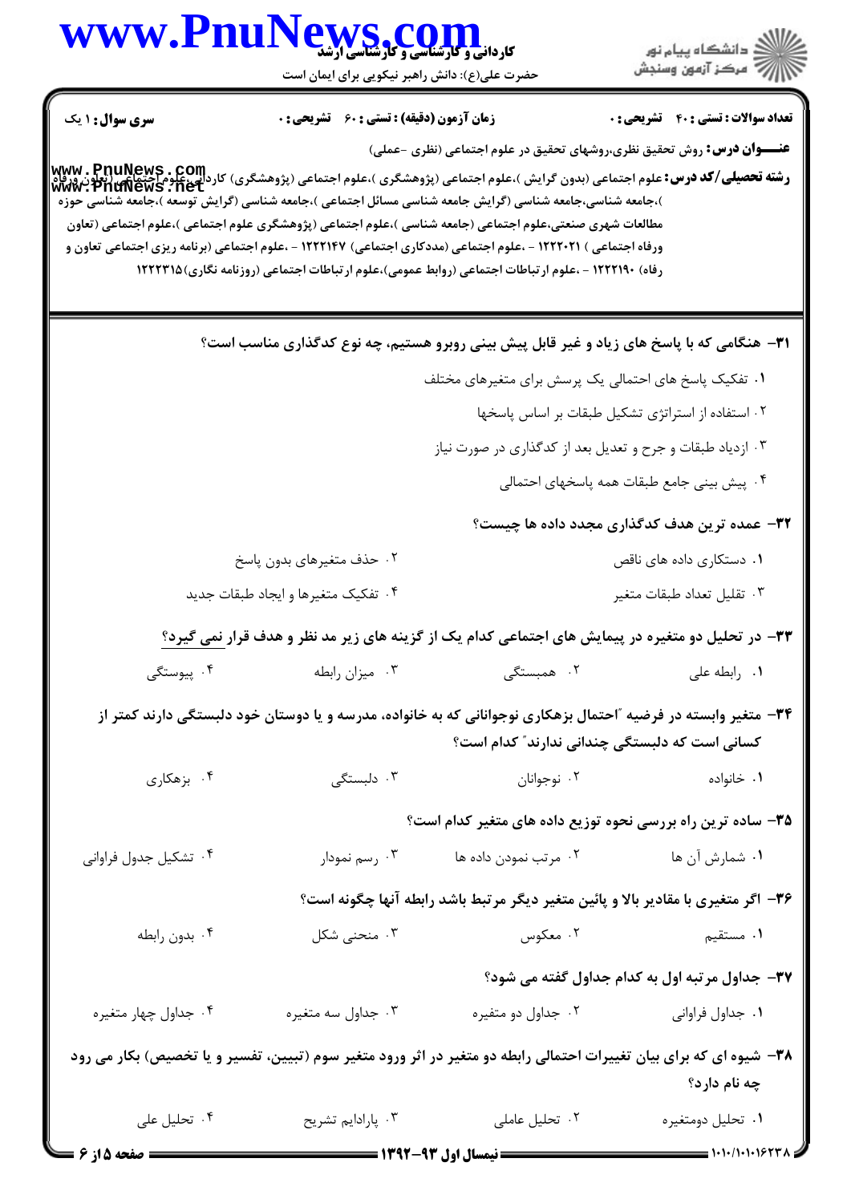**سری سوال:** ۱ یک

**زمان آزمون (دقیقه) : تستی :** ۶۰ **تشریحی :** ۰

**تعداد سوالات : تستی :** ۴۰ **تشریحی :** ۰

**عنـــوان درس:** روش تحقیق نظری،روشهای تحقیق در علوم اجتماعی (نظری -عملی)

**رشته تحصیلی/کد درس:** علوم اجتماعی (بدون گرایش )،علوم اجتماعی (پژوهشگری )،علوم اجتماعی (پژوهشگری) کاردانی،علوم اجتماعی (تعاون ورفاه )،جامعه شناسی،جامعه شناسی (گرایش جامعه شناسی مسائل اجتماعی )،جامعه شناسی (گرایش توسعه )،جامعه شناسی حوزه مطالعات شهری صنعتی،علوم اجتماعی (جامعه شناسی )،علوم اجتماعی (پژوهشگری علوم اجتماعی )،علوم اجتماعی (تعاون ورفاه اجتماعی ) ۱۲۲۲۰۲۱ - ،علوم اجتماعی (مددکاری اجتماعی) ۱۲۲۲۱۴۷ - ،علوم اجتماعی (برنامه ریزی اجتماعی تعاون و رفاه) ۱۲۲۲۱۹۰ - ،علوم ارتباطات اجتماعی (روابط عمومی)،علوم ارتباطات اجتماعی (روزنامه نگاری)۱۲۲۲۳۱۵

**۳۱- هنگامی که با پاسخ های زیاد و غیر قابل پیش بینی روبرو هستیم، چه نوع کدگذاری مناسب است؟**

۱. تفکیک پاسخ های احتمالی یک پرسش برای متغیرهای مختلف

۲. استفاده از استراتژی تشکیل طبقات بر اساس پاسخها

۳. ازدیاد طبقات و جرح و تعدیل بعد از کدگذاری در صورت نیاز

۴. پیش بینی جامع طبقات همه پاسخهای احتمالی

**۳۲- عمده ترین هدف کدگذاری مجدد داده ها چیست؟**

۱. دستکاری داده های ناقص

۲. حذف متغیرهای بدون پاسخ

۳. تقلیل تعداد طبقات متغیر

۴. تفکیک متغیرها و ایجاد طبقات جدید

**۳۳- در تحلیل دو متغیره در پیمایش های اجتماعی کدام یک از گزینه های زیر مد نظر و هدف قرار <u>نمی</u> گیرد؟**

۱. رابطه علی

۲. همبستگی

۳. میزان رابطه

۴. پیوستگی

**۳۴- متغیر وابسته در فرضیه "احتمال بزهکاری نوجوانانی که به خانواده، مدرسه و یا دوستان خود دلبستگی دارند کمتر از کسانی است که دلبستگی چندانی ندارند" کدام است؟**

۱. خانواده

۲. نوجوانان

۳. دلبستگی

۴. بزهکاری

**۳۵- ساده ترین راه بررسی نحوه توزیع داده های متغیر کدام است؟**

۱. شمارش آن ها

۲. مرتب نمودن داده ها

۳. رسم نمودار

۴. تشکیل جدول فراوانی

**۳۶- اگر متغیری با مقادیر بالا و پائین متغیر دیگر مرتبط باشد رابطه آنها چگونه است؟**

۱. مستقیم

۲. معکوس

۳. منحنی شکل

۴. بدون رابطه

**۳۷- جداول مرتبه اول به کدام جداول گفته می شود؟**

۱. جداول فراوانی

۲. جداول دو متغیره

۳. جداول سه متغیره

۴. جداول چهار متغیره

**۳۸- شیوه ای که برای بیان تغییرات احتمالی رابطه دو متغیر در اثر ورود متغیر سوم (تبیین، تفسیر و یا تخصیص) بکار می رود چه نام دارد؟**

۱. تحلیل دومتغیره

۲. تحلیل عاملی

۳. پارادایم تشریح

۴. تحلیل علی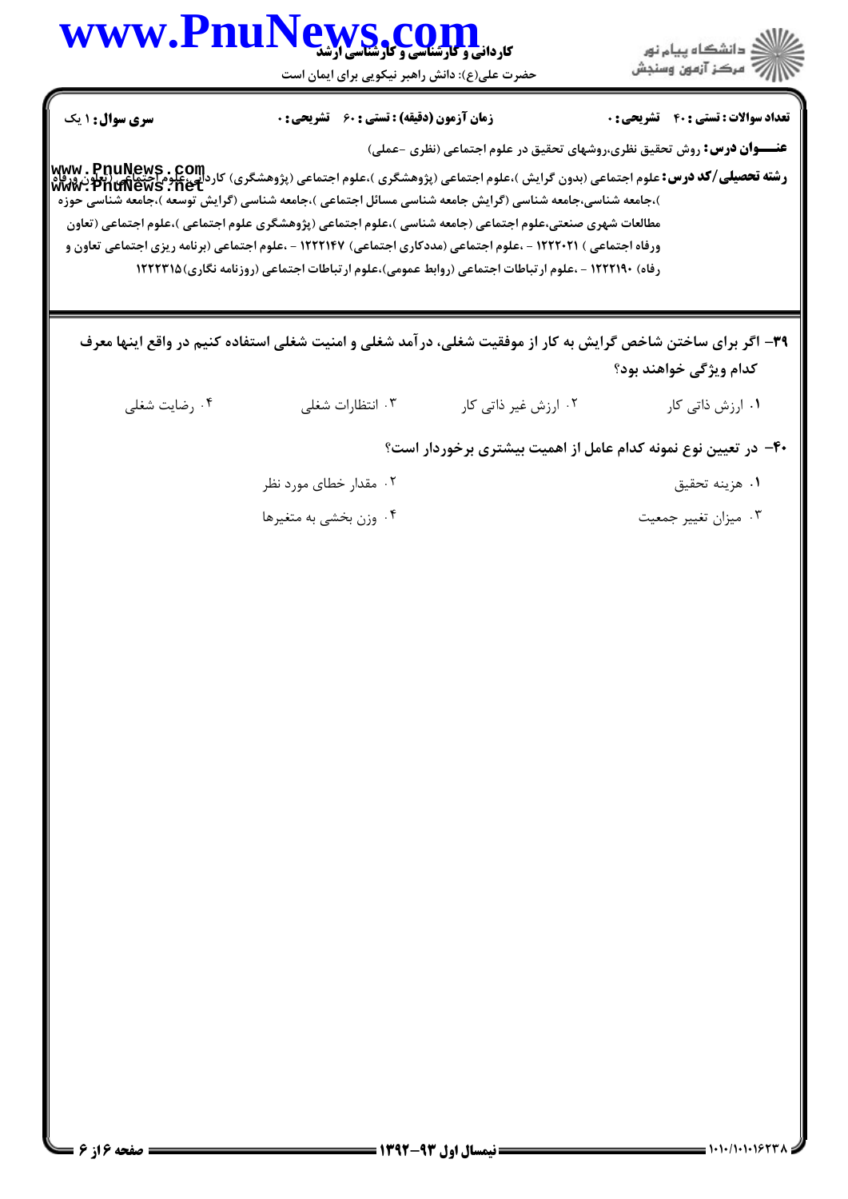**سری سوال:** ۱ یک

**زمان آزمون (دقیقه) : تستی : ۶۰ تشریحی : ۰**

**تعداد سوالات : تستی : ۴۰ تشریحی : ۰**

**عنـــوان درس:** روش تحقیق نظری،روشهای تحقیق در علوم اجتماعی (نظری -عملی)

**رشته تحصیلی/کد درس:** علوم اجتماعی (بدون گرایش )،علوم اجتماعی (پژوهشگری )،علوم اجتماعی (پژوهشگری) کاردانی،علوم اجتماعی (تعاون ورفاه )،جامعه شناسی،جامعه شناسی (گرایش جامعه شناسی مسائل اجتماعی )،جامعه شناسی (گرایش توسعه )،جامعه شناسی حوزه مطالعات شهری صنعتی،علوم اجتماعی (جامعه شناسی )،علوم اجتماعی (پژوهشگری علوم اجتماعی )،علوم اجتماعی (تعاون ورفاه اجتماعی ) ۱۲۲۲۰۲۱ - ،علوم اجتماعی (مددکاری اجتماعی) ۱۲۲۲۱۴۷ - ،علوم اجتماعی (برنامه ریزی اجتماعی تعاون و رفاه) ۱۲۲۲۱۹۰ - ،علوم ارتباطات اجتماعی (روابط عمومی)،علوم ارتباطات اجتماعی (روزنامه نگاری)۱۲۲۲۳۱۵

**۳۹- اگر برای ساختن شاخص گرایش به کار از موفقیت شغلی، درآمد شغلی و امنیت شغلی استفاده کنیم در واقع اینها معرف کدام ویژگی خواهند بود؟**

۱. ارزش ذاتی کار

۲. ارزش غیر ذاتی کار

۳. انتظارات شغلی

۴. رضایت شغلی

**۴۰- در تعیین نوع نمونه کدام عامل از اهمیت بیشتری برخوردار است؟**

۱. هزینه تحقیق

۲. مقدار خطای مورد نظر

۳. میزان تغییر جمعیت

۴. وزن بخشی به متغیرها